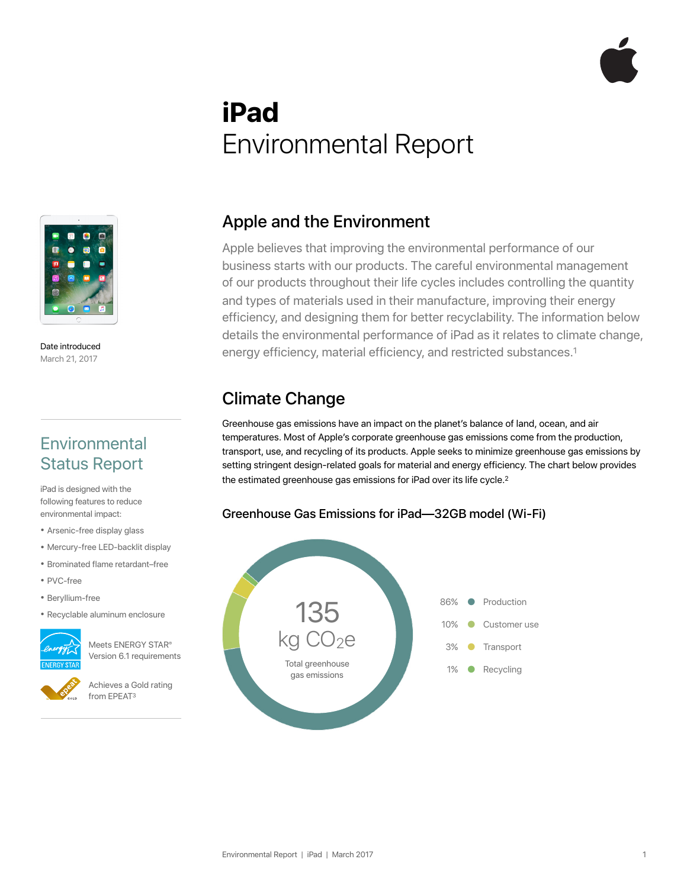# iPad

# Environmental Report

Date introduced
March 21, 2017

## Environmental Status Report

iPad is designed with the following features to reduce environmental impact:

- Arsenic-free display glass
- Mercury-free LED-backlit display
- Brominated flame retardant–free
- PVC-free
- Beryllium-free
- Recyclable aluminum enclosure

Meets ENERGY STAR® Version 6.1 requirements

Achieves a Gold rating from EPEAT[3]

## Apple and the Environment

Apple believes that improving the environmental performance of our business starts with our products. The careful environmental management of our products throughout their life cycles includes controlling the quantity and types of materials used in their manufacture, improving their energy efficiency, and designing them for better recyclability. The information below details the environmental performance of iPad as it relates to climate change, energy efficiency, material efficiency, and restricted substances.[1]

## Climate Change

Greenhouse gas emissions have an impact on the planet's balance of land, ocean, and air temperatures. Most of Apple's corporate greenhouse gas emissions come from the production, transport, use, and recycling of its products. Apple seeks to minimize greenhouse gas emissions by setting stringent design-related goals for material and energy efficiency. The chart below provides the estimated greenhouse gas emissions for iPad over its life cycle.[2]

### Greenhouse Gas Emissions for iPad—32GB model (Wi-Fi)

135 kg $CO_2e$
Total greenhouse gas emissions

| Share | Phase |
|---|---|
| 86% | Production |
| 10% | Customer use |
| 3% | Transport |
| 1% | Recycling |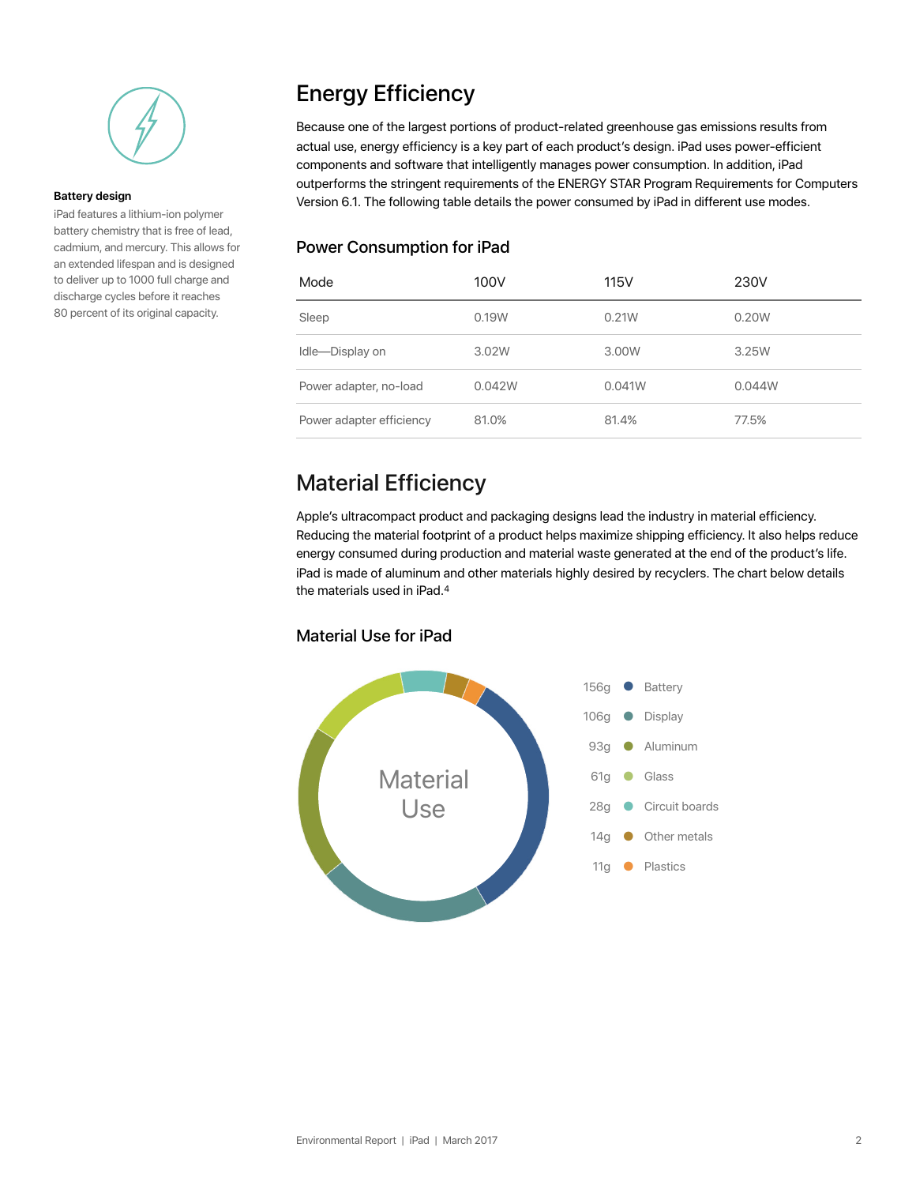**Battery design**

iPad features a lithium-ion polymer battery chemistry that is free of lead, cadmium, and mercury. This allows for an extended lifespan and is designed to deliver up to 1000 full charge and discharge cycles before it reaches 80 percent of its original capacity.

## Energy Efficiency

Because one of the largest portions of product-related greenhouse gas emissions results from actual use, energy efficiency is a key part of each product's design. iPad uses power-efficient components and software that intelligently manages power consumption. In addition, iPad outperforms the stringent requirements of the ENERGY STAR Program Requirements for Computers Version 6.1. The following table details the power consumed by iPad in different use modes.

### Power Consumption for iPad

| Mode | 100V | 115V | 230V |
|---|---|---|---|
| Sleep | 0.19W | 0.21W | 0.20W |
| Idle—Display on | 3.02W | 3.00W | 3.25W |
| Power adapter, no-load | 0.042W | 0.041W | 0.044W |
| Power adapter efficiency | 81.0% | 81.4% | 77.5% |

## Material Efficiency

Apple's ultracompact product and packaging designs lead the industry in material efficiency. Reducing the material footprint of a product helps maximize shipping efficiency. It also helps reduce energy consumed during production and material waste generated at the end of the product's life. iPad is made of aluminum and other materials highly desired by recyclers. The chart below details the materials used in iPad.[4]

### Material Use for iPad

Material Use

| Weight | Material |
|---|---|
| 156g | Battery |
| 106g | Display |
| 93g | Aluminum |
| 61g | Glass |
| 28g | Circuit boards |
| 14g | Other metals |
| 11g | Plastics |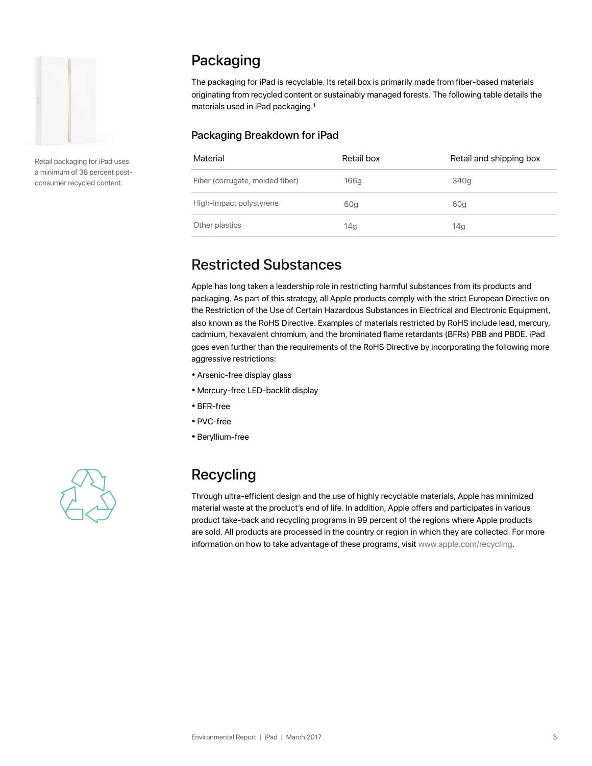Retail packaging for iPad uses a minimum of 38 percent post-consumer recycled content.

## Packaging

The packaging for iPad is recyclable. Its retail box is primarily made from fiber-based materials originating from recycled content or sustainably managed forests. The following table details the materials used in iPad packaging.[1]

### Packaging Breakdown for iPad

| Material | Retail box | Retail and shipping box |
| --- | --- | --- |
| Fiber (corrugate, molded fiber) | 166g | 340g |
| High-impact polystyrene | 60g | 60g |
| Other plastics | 14g | 14g |

## Restricted Substances

Apple has long taken a leadership role in restricting harmful substances from its products and packaging. As part of this strategy, all Apple products comply with the strict European Directive on the Restriction of the Use of Certain Hazardous Substances in Electrical and Electronic Equipment, also known as the RoHS Directive. Examples of materials restricted by RoHS include lead, mercury, cadmium, hexavalent chromium, and the brominated flame retardants (BFRs) PBB and PBDE. iPad goes even further than the requirements of the RoHS Directive by incorporating the following more aggressive restrictions:

- Arsenic-free display glass
- Mercury-free LED-backlit display
- BFR-free
- PVC-free
- Beryllium-free

## Recycling

Through ultra-efficient design and the use of highly recyclable materials, Apple has minimized material waste at the product's end of life. In addition, Apple offers and participates in various product take-back and recycling programs in 99 percent of the regions where Apple products are sold. All products are processed in the country or region in which they are collected. For more information on how to take advantage of these programs, visit www.apple.com/recycling.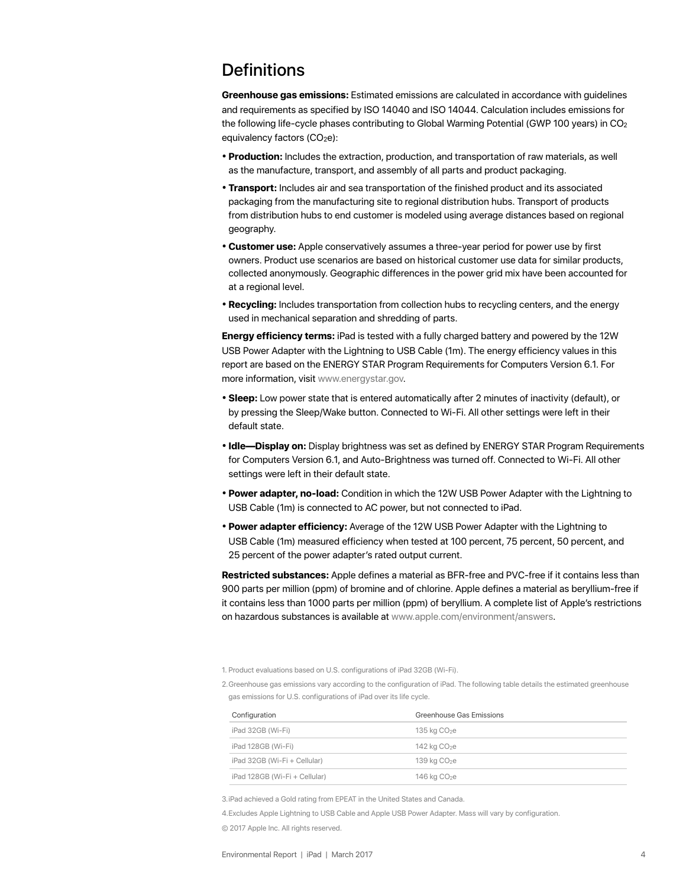# Definitions

**Greenhouse gas emissions:** Estimated emissions are calculated in accordance with guidelines and requirements as specified by ISO 14040 and ISO 14044. Calculation includes emissions for the following life-cycle phases contributing to Global Warming Potential (GWP 100 years) in $CO_2$ equivalency factors ($CO_2e$):

- **Production:** Includes the extraction, production, and transportation of raw materials, as well as the manufacture, transport, and assembly of all parts and product packaging.
- **Transport:** Includes air and sea transportation of the finished product and its associated packaging from the manufacturing site to regional distribution hubs. Transport of products from distribution hubs to end customer is modeled using average distances based on regional geography.
- **Customer use:** Apple conservatively assumes a three-year period for power use by first owners. Product use scenarios are based on historical customer use data for similar products, collected anonymously. Geographic differences in the power grid mix have been accounted for at a regional level.
- **Recycling:** Includes transportation from collection hubs to recycling centers, and the energy used in mechanical separation and shredding of parts.

**Energy efficiency terms:** iPad is tested with a fully charged battery and powered by the 12W USB Power Adapter with the Lightning to USB Cable (1m). The energy efficiency values in this report are based on the ENERGY STAR Program Requirements for Computers Version 6.1. For more information, visit www.energystar.gov.

- **Sleep:** Low power state that is entered automatically after 2 minutes of inactivity (default), or by pressing the Sleep/Wake button. Connected to Wi-Fi. All other settings were left in their default state.
- **Idle—Display on:** Display brightness was set as defined by ENERGY STAR Program Requirements for Computers Version 6.1, and Auto-Brightness was turned off. Connected to Wi-Fi. All other settings were left in their default state.
- **Power adapter, no-load:** Condition in which the 12W USB Power Adapter with the Lightning to USB Cable (1m) is connected to AC power, but not connected to iPad.
- **Power adapter efficiency:** Average of the 12W USB Power Adapter with the Lightning to USB Cable (1m) measured efficiency when tested at 100 percent, 75 percent, 50 percent, and 25 percent of the power adapter's rated output current.

**Restricted substances:** Apple defines a material as BFR-free and PVC-free if it contains less than 900 parts per million (ppm) of bromine and of chlorine. Apple defines a material as beryllium-free if it contains less than 1000 parts per million (ppm) of beryllium. A complete list of Apple's restrictions on hazardous substances is available at www.apple.com/environment/answers.

1. Product evaluations based on U.S. configurations of iPad 32GB (Wi-Fi).
2. Greenhouse gas emissions vary according to the configuration of iPad. The following table details the estimated greenhouse gas emissions for U.S. configurations of iPad over its life cycle.

| Configuration | Greenhouse Gas Emissions |
| --- | --- |
| iPad 32GB (Wi-Fi) | 135 kg $CO_2e$ |
| iPad 128GB (Wi-Fi) | 142 kg $CO_2e$ |
| iPad 32GB (Wi-Fi + Cellular) | 139 kg $CO_2e$ |
| iPad 128GB (Wi-Fi + Cellular) | 146 kg $CO_2e$ |

3. iPad achieved a Gold rating from EPEAT in the United States and Canada.
4. Excludes Apple Lightning to USB Cable and Apple USB Power Adapter. Mass will vary by configuration.

© 2017 Apple Inc. All rights reserved.